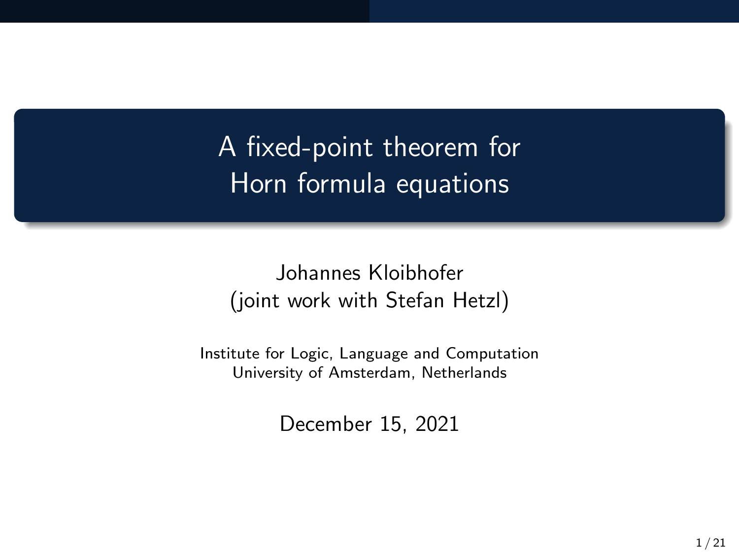# A fixed-point theorem for Horn formula equations

Johannes Kloibhofer
(joint work with Stefan Hetzl)

Institute for Logic, Language and Computation
University of Amsterdam, Netherlands

December 15, 2021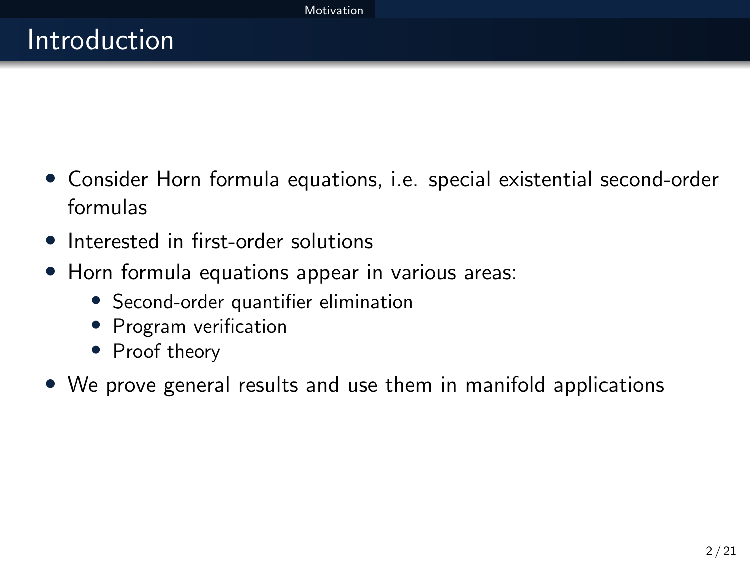# Introduction

- Consider Horn formula equations, i.e. special existential second-order formulas
- Interested in first-order solutions
- Horn formula equations appear in various areas:
  - Second-order quantifier elimination
  - Program verification
  - Proof theory
- We prove general results and use them in manifold applications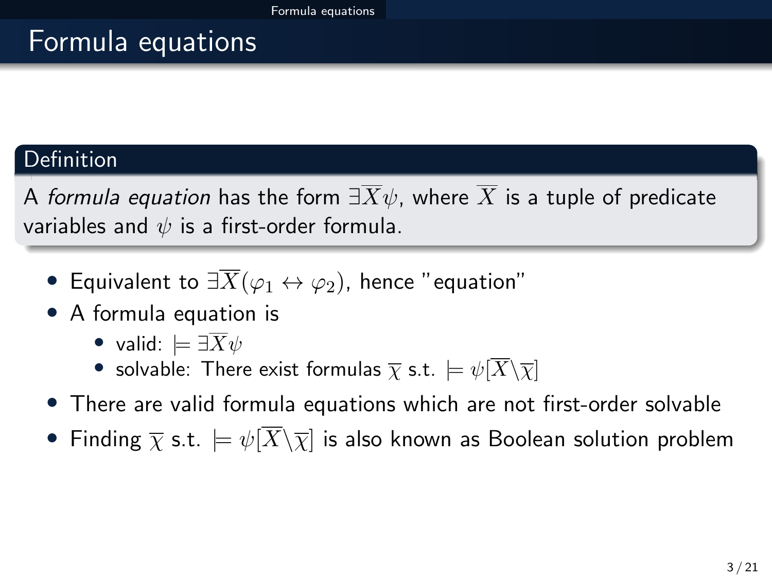# Formula equations

**Definition**

A *formula equation* has the form $\exists \overline{X} \psi$, where $\overline{X}$ is a tuple of predicate variables and $\psi$ is a first-order formula.

- Equivalent to $\exists \overline{X}(\varphi_1 \leftrightarrow \varphi_2)$, hence "equation"
- A formula equation is
  - valid: $\models \exists \overline{X} \psi$
  - solvable: There exist formulas $\overline{\chi}$ s.t. $\models \psi[\overline{X} \backslash \overline{\chi}]$
- There are valid formula equations which are not first-order solvable
- Finding $\overline{\chi}$ s.t. $\models \psi[\overline{X} \backslash \overline{\chi}]$ is also known as Boolean solution problem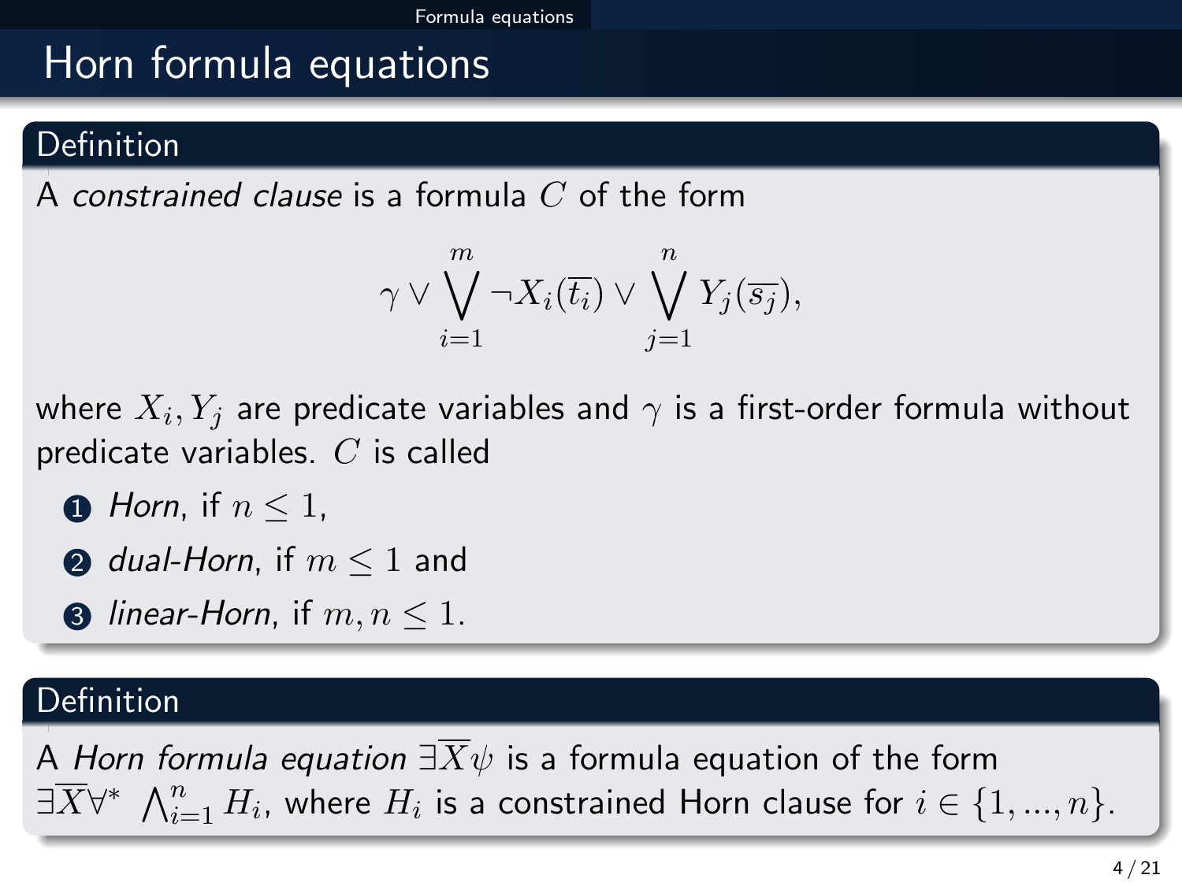# Horn formula equations

### Definition

A *constrained clause* is a formula $C$ of the form

$$\gamma \vee \bigvee_{i=1}^{m} \neg X_i(\overline{t_i}) \vee \bigvee_{j=1}^{n} Y_j(\overline{s_j}),$$

where $X_i, Y_j$ are predicate variables and $\gamma$ is a first-order formula without predicate variables. $C$ is called

1. *Horn*, if $n \leq 1$,
2. *dual-Horn*, if $m \leq 1$ and
3. *linear-Horn*, if $m, n \leq 1$.

### Definition

A *Horn formula equation* $\exists \overline{X} \psi$ is a formula equation of the form $\exists \overline{X} \forall^* \bigwedge_{i=1}^{n} H_i$, where $H_i$ is a constrained Horn clause for $i \in \{1, ..., n\}$.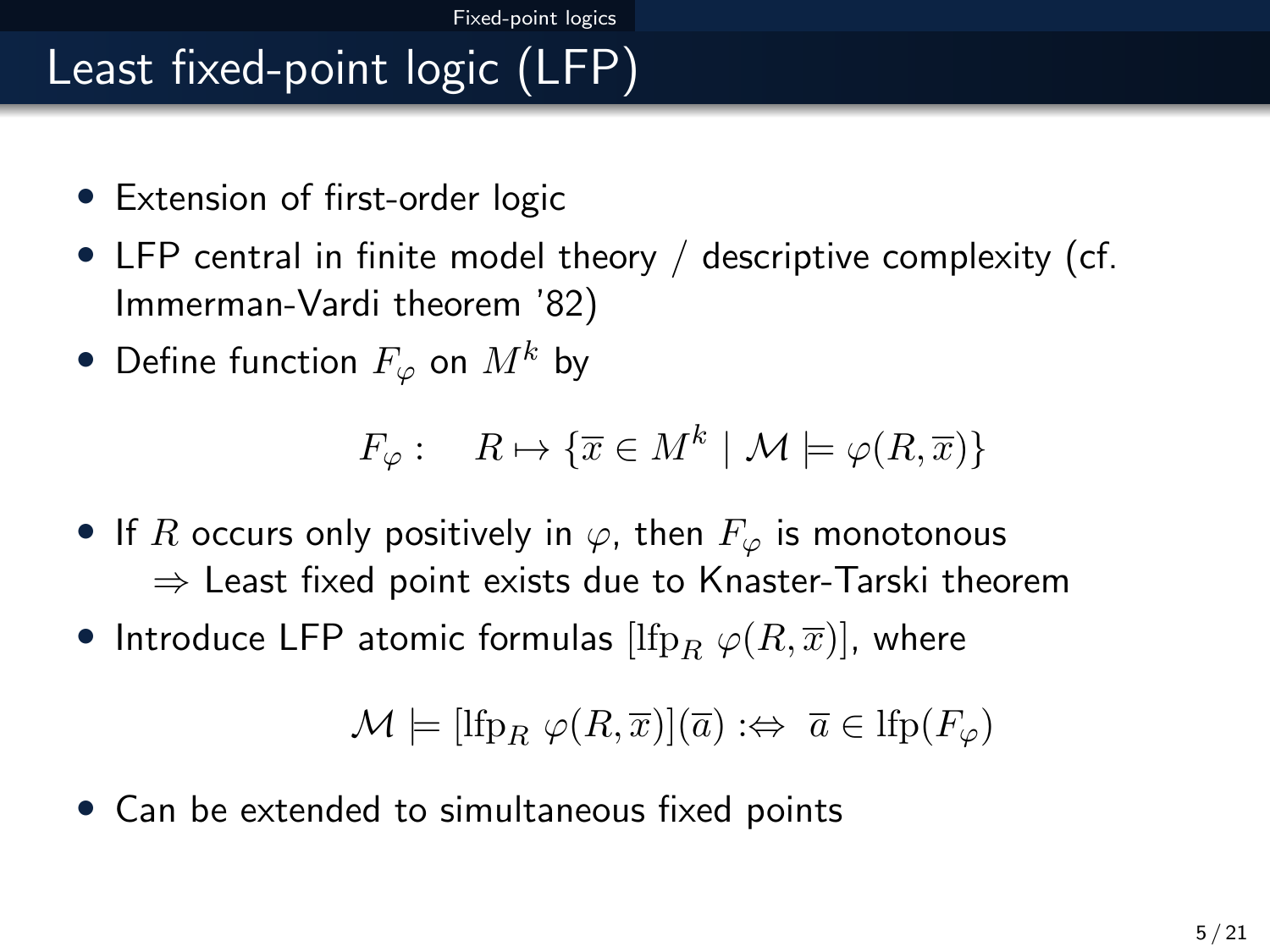# Least fixed-point logic (LFP)

- Extension of first-order logic
- LFP central in finite model theory / descriptive complexity (cf. Immerman-Vardi theorem '82)
- Define function $F_\varphi$ on $M^k$ by

$$F_\varphi : \quad R \mapsto \{\overline{x} \in M^k \mid \mathcal{M} \models \varphi(R, \overline{x})\}$$

- If $R$ occurs only positively in $\varphi$, then $F_\varphi$ is monotonous
  $\Rightarrow$ Least fixed point exists due to Knaster-Tarski theorem
- Introduce LFP atomic formulas $[\mathrm{lfp}_R \; \varphi(R, \overline{x})]$, where

$$\mathcal{M} \models [\mathrm{lfp}_R \; \varphi(R, \overline{x})](\overline{a}) :\Leftrightarrow \; \overline{a} \in \mathrm{lfp}(F_\varphi)$$

- Can be extended to simultaneous fixed points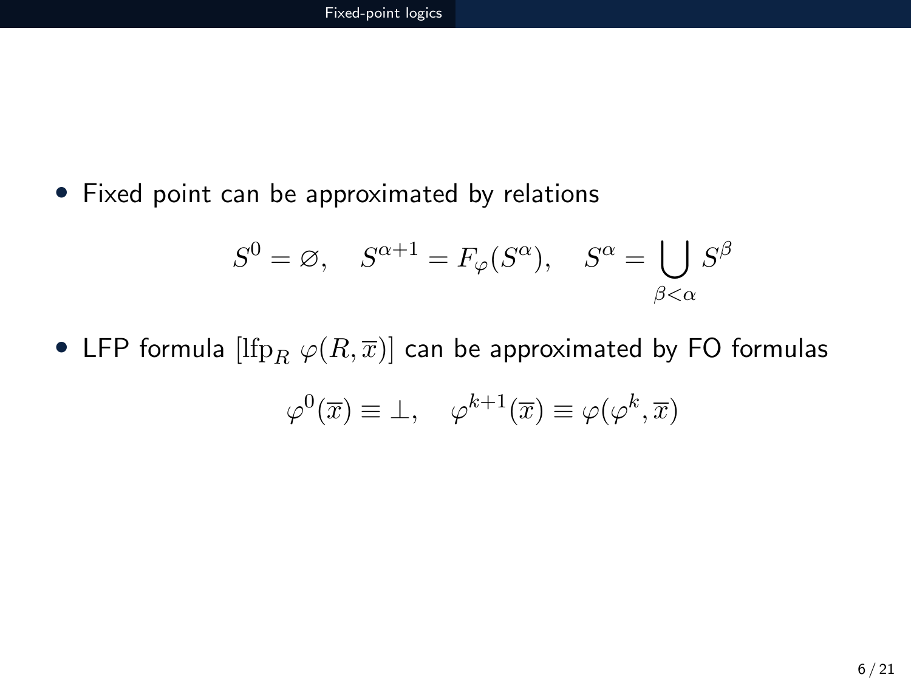- Fixed point can be approximated by relations

$$S^0 = \varnothing, \quad S^{\alpha+1} = F_\varphi(S^\alpha), \quad S^\alpha = \bigcup_{\beta<\alpha} S^\beta$$

- LFP formula $[\mathrm{lfp}_R\ \varphi(R, \overline{x})]$ can be approximated by FO formulas

$$\varphi^0(\overline{x}) \equiv \bot, \quad \varphi^{k+1}(\overline{x}) \equiv \varphi(\varphi^k, \overline{x})$$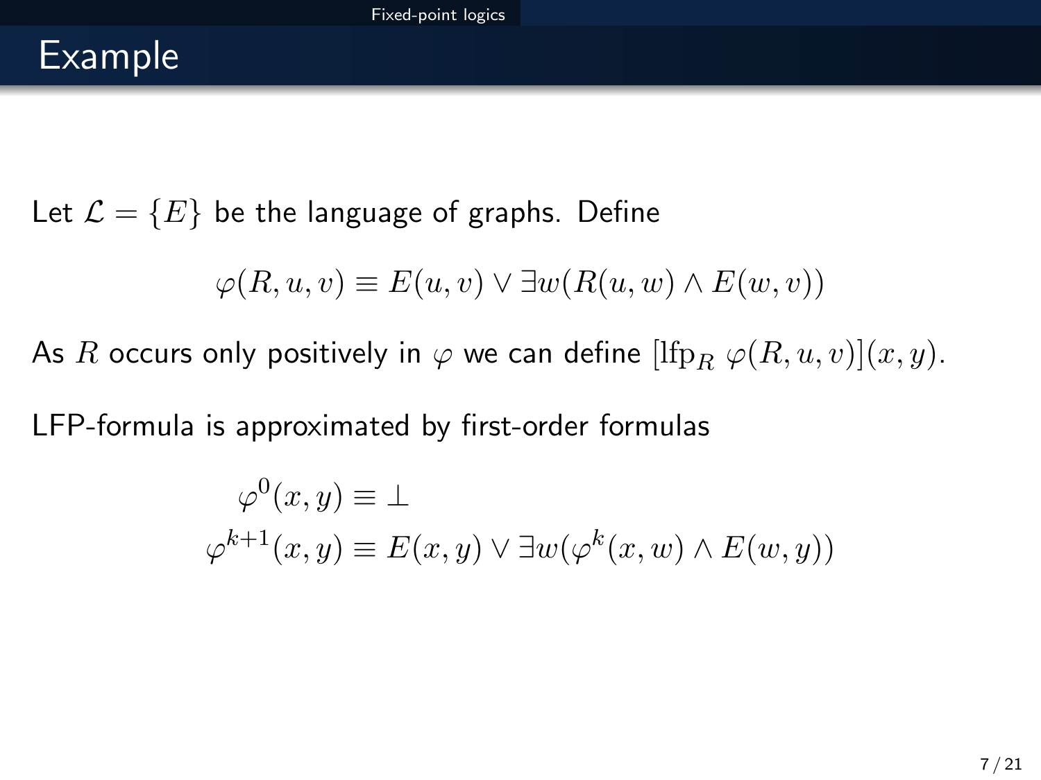# Example

Let $\mathcal{L} = \{E\}$ be the language of graphs. Define

$$\varphi(R, u, v) \equiv E(u, v) \vee \exists w(R(u, w) \wedge E(w, v))$$

As $R$ occurs only positively in $\varphi$ we can define $[\mathrm{lfp}_R\ \varphi(R, u, v)](x, y)$.

LFP-formula is approximated by first-order formulas

$$\begin{aligned} \varphi^0(x, y) &\equiv \bot \\ \varphi^{k+1}(x, y) &\equiv E(x, y) \vee \exists w(\varphi^k(x, w) \wedge E(w, y)) \end{aligned}$$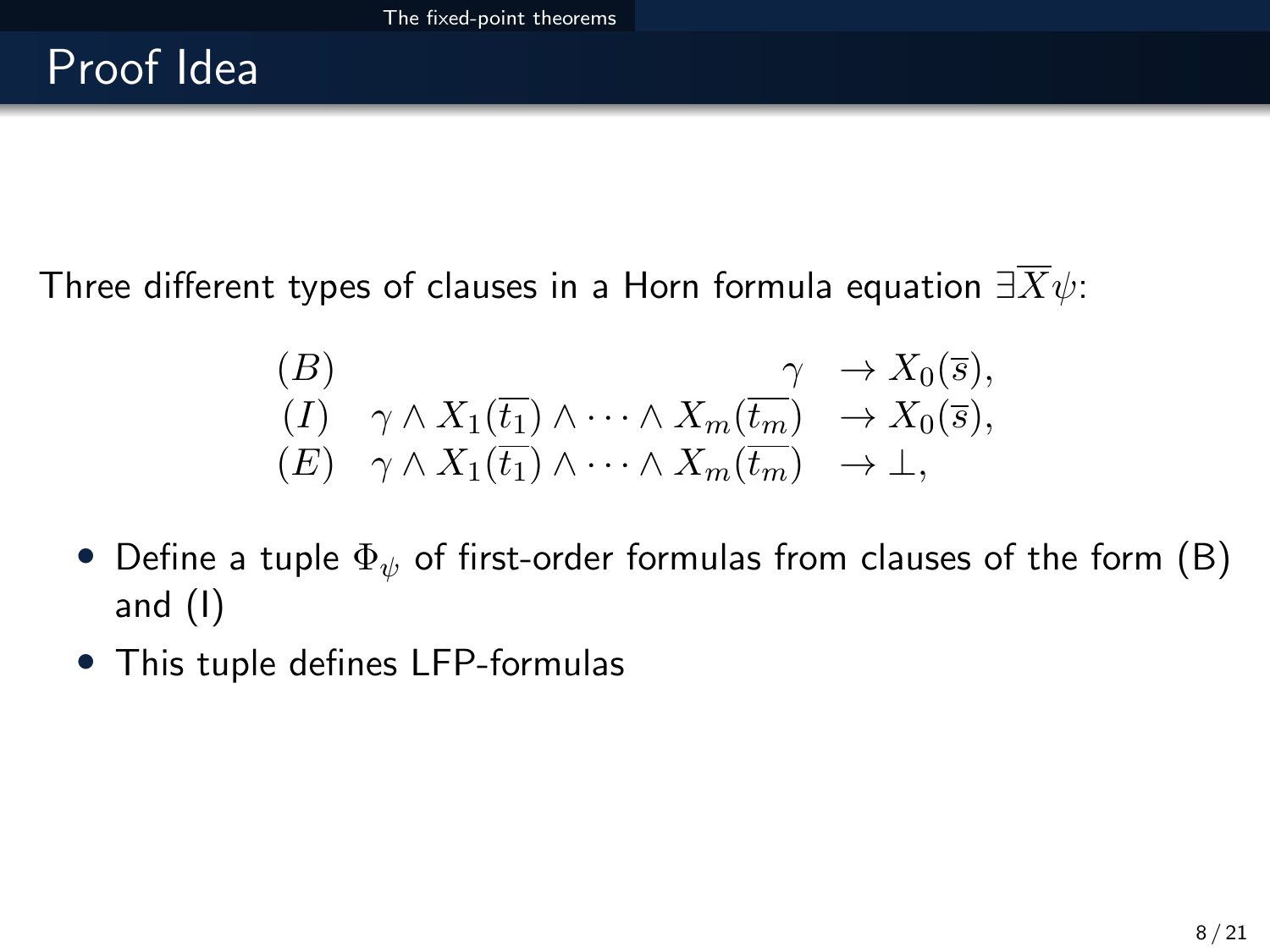## Proof Idea

Three different types of clauses in a Horn formula equation $\exists \overline{X} \psi$:

$$
\begin{array}{lrl}
(B) & \gamma & \rightarrow X_0(\overline{s}), \\
(I) & \gamma \wedge X_1(\overline{t_1}) \wedge \cdots \wedge X_m(\overline{t_m}) & \rightarrow X_0(\overline{s}), \\
(E) & \gamma \wedge X_1(\overline{t_1}) \wedge \cdots \wedge X_m(\overline{t_m}) & \rightarrow \bot,
\end{array}
$$

- Define a tuple $\Phi_\psi$ of first-order formulas from clauses of the form (B) and (I)
- This tuple defines LFP-formulas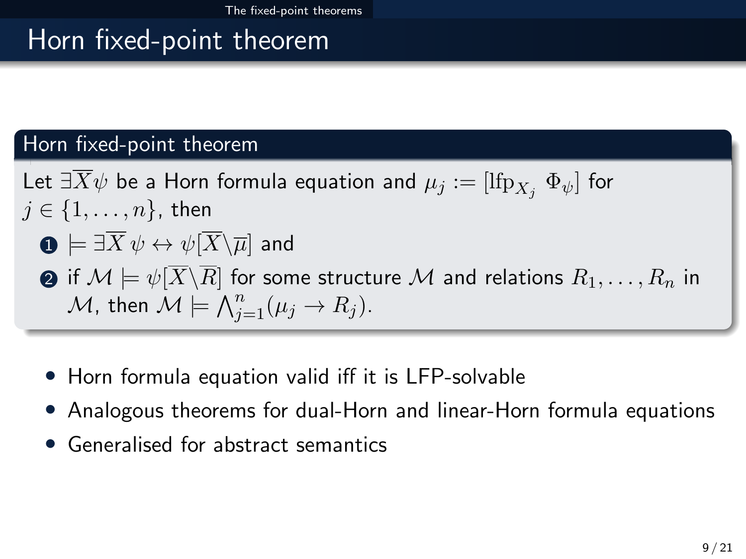# Horn fixed-point theorem

**Horn fixed-point theorem**

Let $\exists \overline{X} \psi$ be a Horn formula equation and $\mu_j := [\text{lfp}_{X_j}\ \Phi_\psi]$ for $j \in \{1, \ldots, n\}$, then

1. $\models \exists \overline{X}\, \psi \leftrightarrow \psi[\overline{X} \backslash \overline{\mu}]$ and
2. if $\mathcal{M} \models \psi[\overline{X} \backslash \overline{R}]$ for some structure $\mathcal{M}$ and relations $R_1, \ldots, R_n$ in $\mathcal{M}$, then $\mathcal{M} \models \bigwedge_{j=1}^{n} (\mu_j \rightarrow R_j)$.

- Horn formula equation valid iff it is LFP-solvable
- Analogous theorems for dual-Horn and linear-Horn formula equations
- Generalised for abstract semantics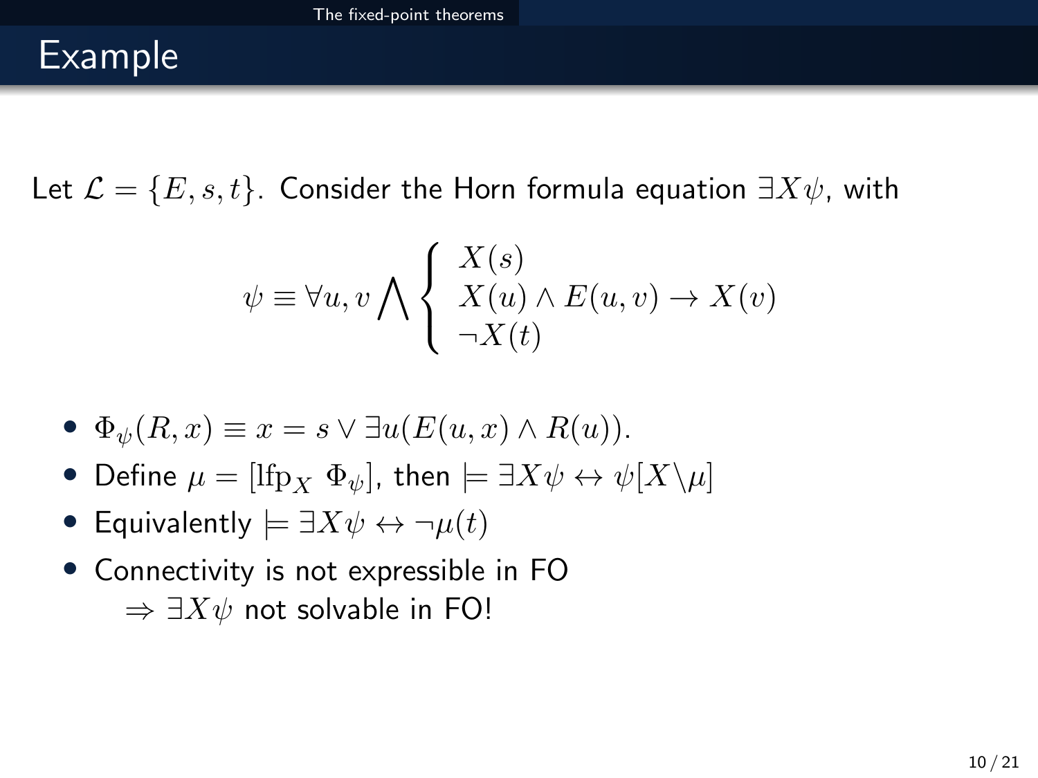# Example

Let $\mathcal{L} = \{E, s, t\}$. Consider the Horn formula equation $\exists X \psi$, with

$$\psi \equiv \forall u, v \bigwedge \left\{ \begin{array}{l} X(s) \\ X(u) \wedge E(u,v) \rightarrow X(v) \\ \neg X(t) \end{array} \right.$$

- $\Phi_\psi(R, x) \equiv x = s \vee \exists u (E(u,x) \wedge R(u))$.
- Define $\mu = [\mathrm{lfp}_X \ \Phi_\psi]$, then $\models \exists X \psi \leftrightarrow \psi[X \backslash \mu]$
- Equivalently $\models \exists X \psi \leftrightarrow \neg \mu(t)$
- Connectivity is not expressible in FO
  $\Rightarrow \exists X \psi$ not solvable in FO!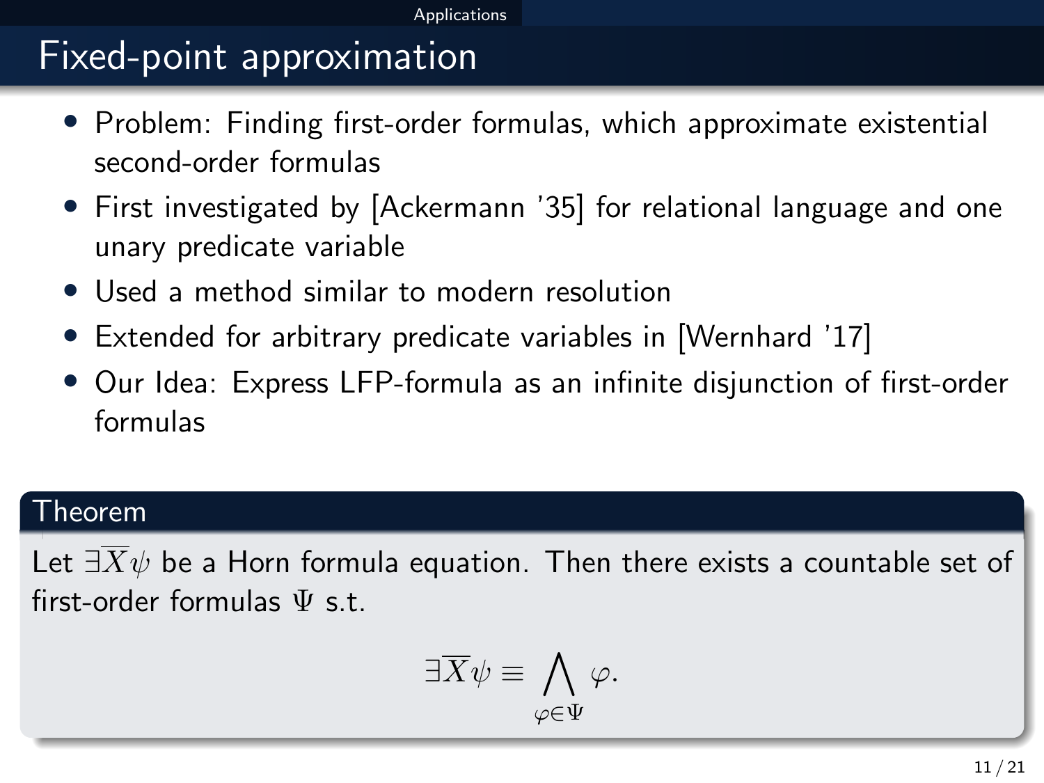# Fixed-point approximation

- Problem: Finding first-order formulas, which approximate existential second-order formulas
- First investigated by [Ackermann '35] for relational language and one unary predicate variable
- Used a method similar to modern resolution
- Extended for arbitrary predicate variables in [Wernhard '17]
- Our Idea: Express LFP-formula as an infinite disjunction of first-order formulas

**Theorem**

Let $\exists \overline{X} \psi$ be a Horn formula equation. Then there exists a countable set of first-order formulas $\Psi$ s.t.

$$\exists \overline{X} \psi \equiv \bigwedge_{\varphi \in \Psi} \varphi.$$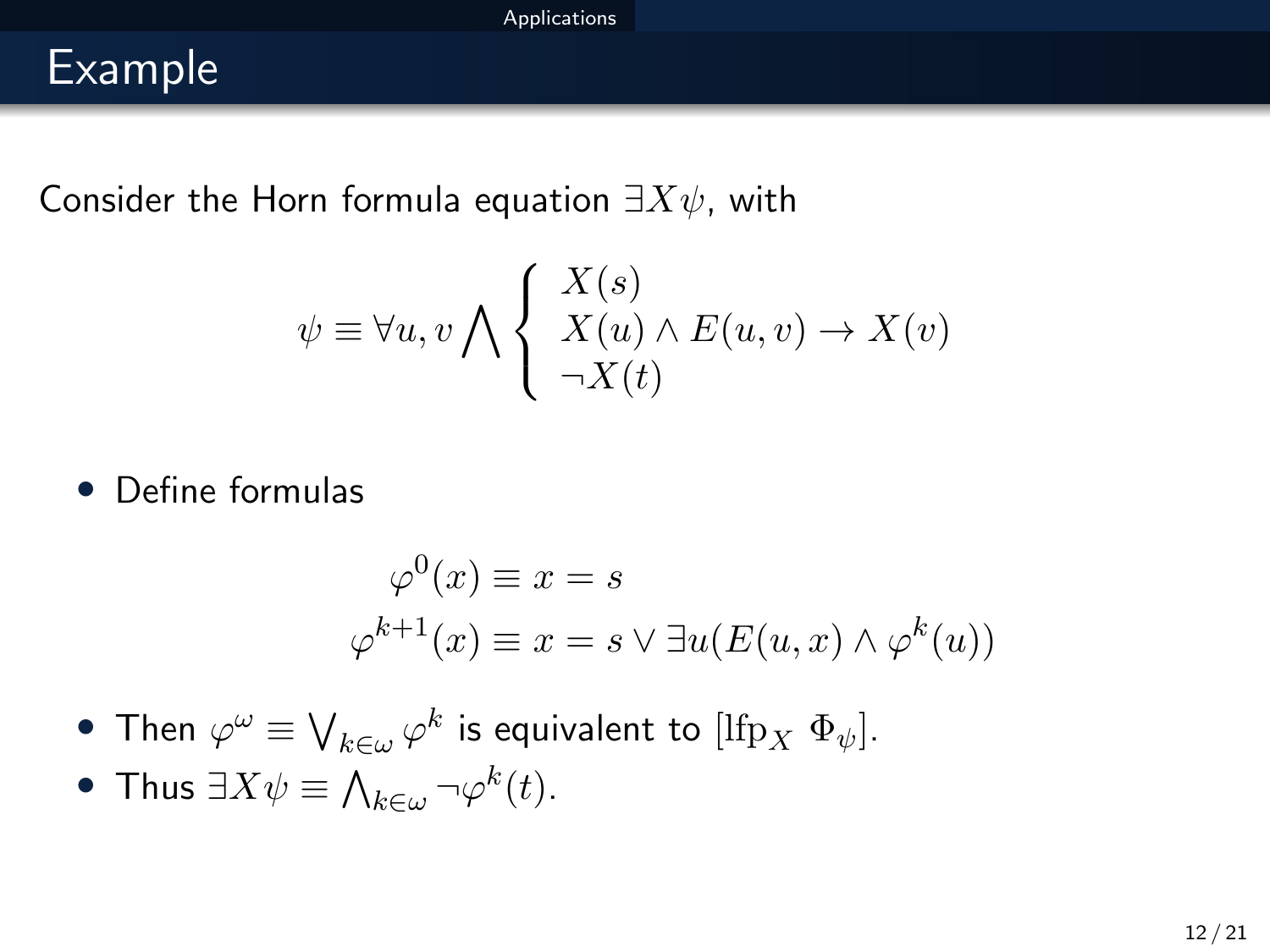## Example

Consider the Horn formula equation $\exists X \psi$, with

$$\psi \equiv \forall u, v \bigwedge \begin{cases} X(s) \\ X(u) \wedge E(u,v) \to X(v) \\ \neg X(t) \end{cases}$$

- Define formulas

$$\begin{aligned} \varphi^0(x) &\equiv x = s \\ \varphi^{k+1}(x) &\equiv x = s \vee \exists u (E(u,x) \wedge \varphi^k(u)) \end{aligned}$$

- Then $\varphi^\omega \equiv \bigvee_{k \in \omega} \varphi^k$ is equivalent to $[\mathrm{lfp}_X \; \Phi_\psi]$.
- Thus $\exists X \psi \equiv \bigwedge_{k \in \omega} \neg \varphi^k(t)$.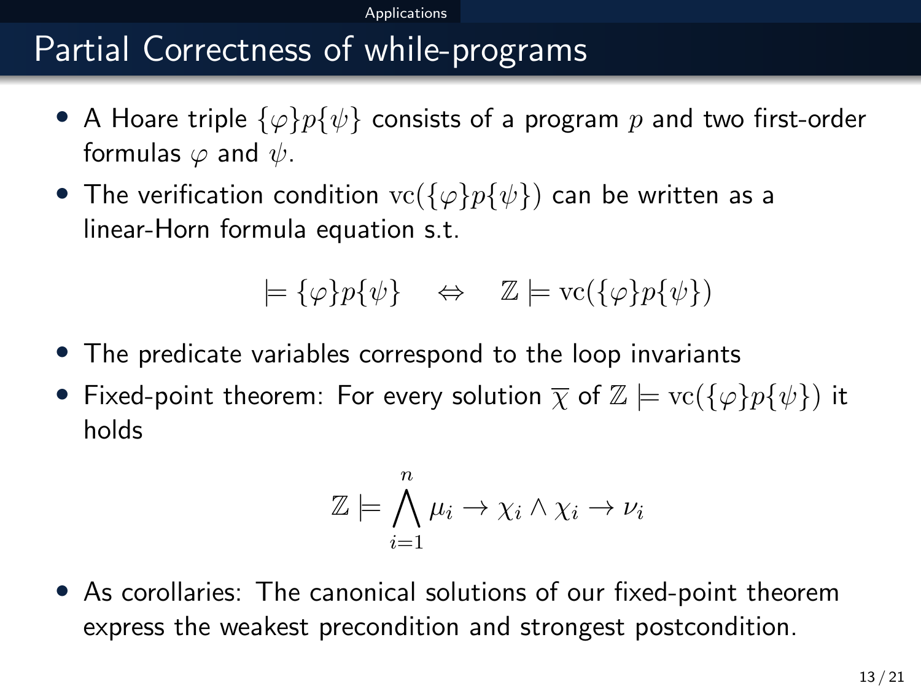# Partial Correctness of while-programs

- A Hoare triple $\{\varphi\}p\{\psi\}$ consists of a program $p$ and two first-order formulas $\varphi$ and $\psi$.
- The verification condition $\mathrm{vc}(\{\varphi\}p\{\psi\})$ can be written as a linear-Horn formula equation s.t.

$$\models \{\varphi\}p\{\psi\} \quad \Leftrightarrow \quad \mathbb{Z} \models \mathrm{vc}(\{\varphi\}p\{\psi\})$$

- The predicate variables correspond to the loop invariants
- Fixed-point theorem: For every solution $\overline{\chi}$ of $\mathbb{Z} \models \mathrm{vc}(\{\varphi\}p\{\psi\})$ it holds

$$\mathbb{Z} \models \bigwedge_{i=1}^{n} \mu_i \to \chi_i \wedge \chi_i \to \nu_i$$

- As corollaries: The canonical solutions of our fixed-point theorem express the weakest precondition and strongest postcondition.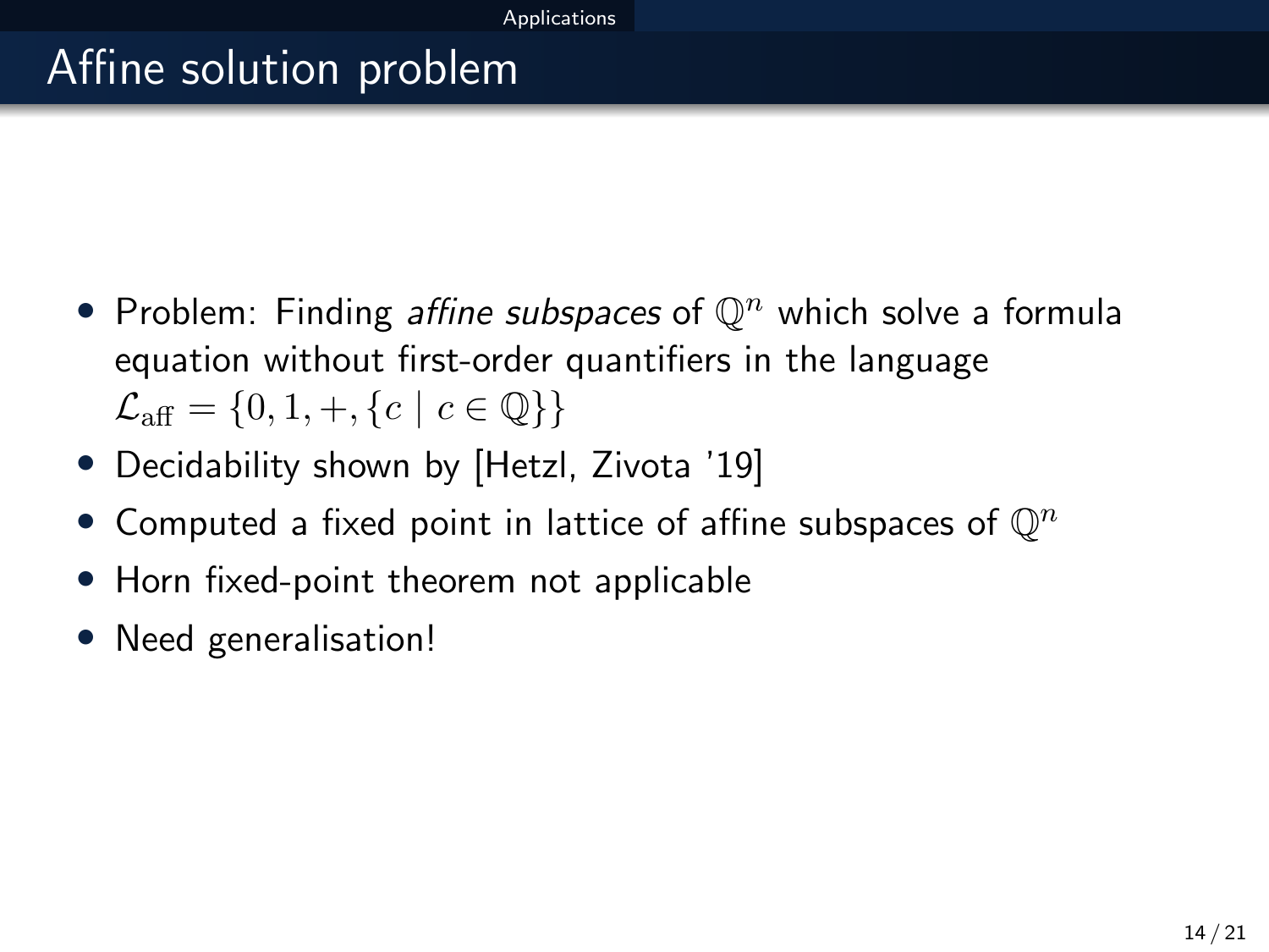# Affine solution problem

- Problem: Finding *affine subspaces* of $\mathbb{Q}^n$ which solve a formula equation without first-order quantifiers in the language $\mathcal{L}_{\text{aff}} = \{0, 1, +, \{c \mid c \in \mathbb{Q}\}\}$
- Decidability shown by [Hetzl, Zivota '19]
- Computed a fixed point in lattice of affine subspaces of $\mathbb{Q}^n$
- Horn fixed-point theorem not applicable
- Need generalisation!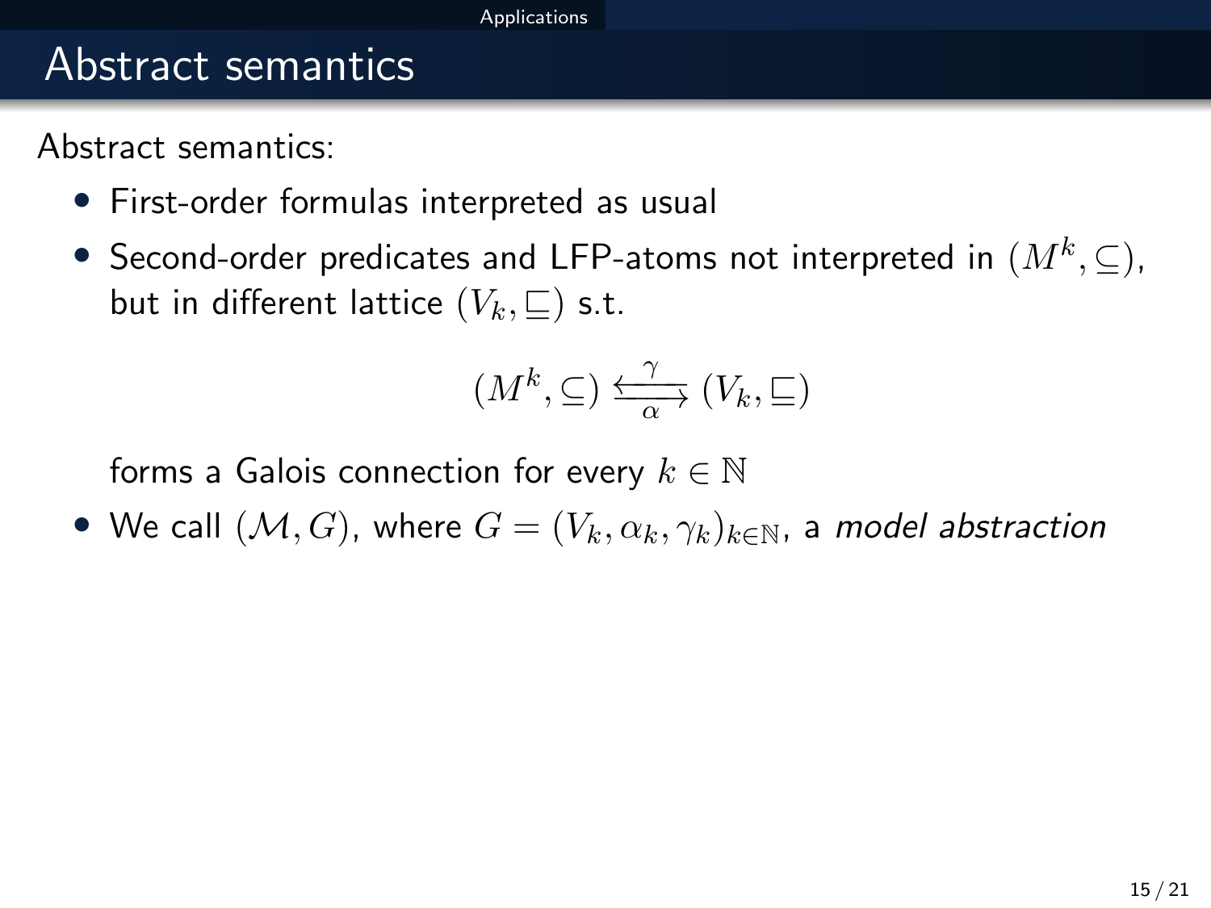# Abstract semantics

Abstract semantics:

- First-order formulas interpreted as usual
- Second-order predicates and LFP-atoms not interpreted in $(M^k, \subseteq)$, but in different lattice $(V_k, \sqsubseteq)$ s.t.

$$(M^k, \subseteq) \underset{\alpha}{\overset{\gamma}{\leftrightarrows}} (V_k, \sqsubseteq)$$

  forms a Galois connection for every $k \in \mathbb{N}$
- We call $(\mathcal{M}, G)$, where $G = (V_k, \alpha_k, \gamma_k)_{k \in \mathbb{N}}$, a *model abstraction*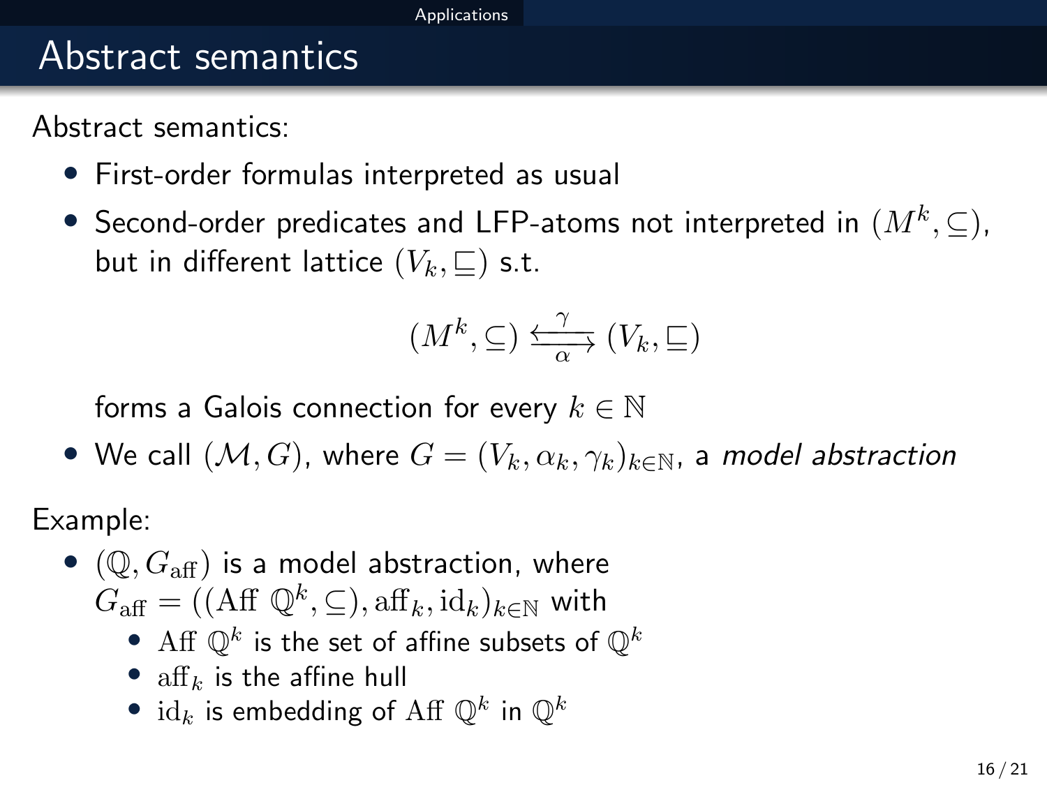# Abstract semantics

Abstract semantics:

- First-order formulas interpreted as usual
- Second-order predicates and LFP-atoms not interpreted in $(M^k, \subseteq)$, but in different lattice $(V_k, \sqsubseteq)$ s.t.

  $$(M^k, \subseteq) \underset{\alpha}{\overset{\gamma}{\leftrightarrows}} (V_k, \sqsubseteq)$$

  forms a Galois connection for every $k \in \mathbb{N}$
- We call $(\mathcal{M}, G)$, where $G = (V_k, \alpha_k, \gamma_k)_{k \in \mathbb{N}}$, a *model abstraction*

Example:

- $(\mathbb{Q}, G_{\mathrm{aff}})$ is a model abstraction, where $G_{\mathrm{aff}} = ((\mathrm{Aff}\ \mathbb{Q}^k, \subseteq), \mathrm{aff}_k, \mathrm{id}_k)_{k \in \mathbb{N}}$ with
  - $\mathrm{Aff}\ \mathbb{Q}^k$ is the set of affine subsets of $\mathbb{Q}^k$
  - $\mathrm{aff}_k$ is the affine hull
  - $\mathrm{id}_k$ is embedding of $\mathrm{Aff}\ \mathbb{Q}^k$ in $\mathbb{Q}^k$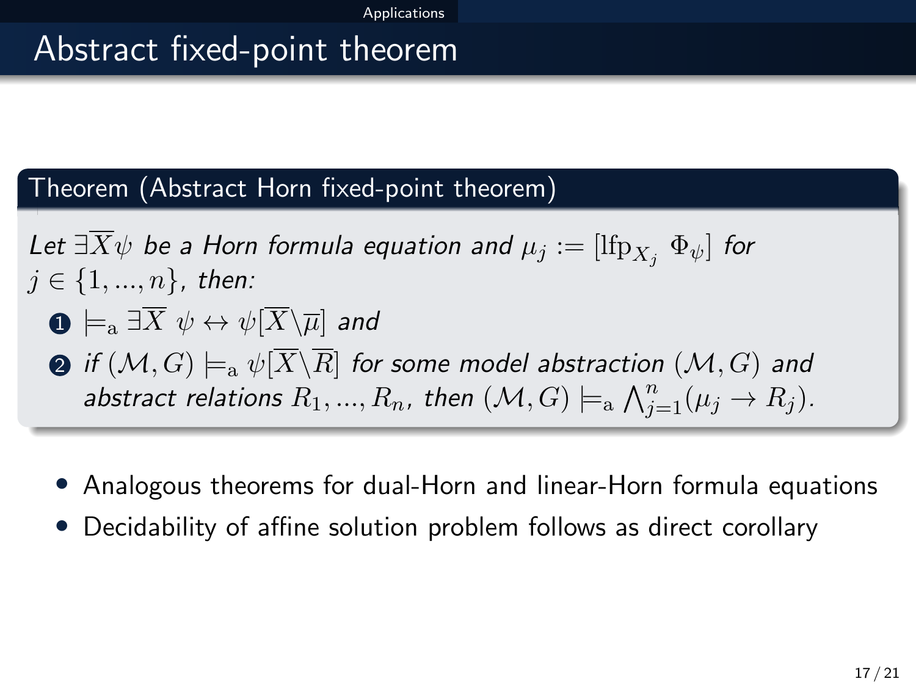# Abstract fixed-point theorem

**Theorem (Abstract Horn fixed-point theorem)**

*Let $\exists \overline{X} \psi$ be a Horn formula equation and $\mu_j := [\mathrm{lfp}_{X_j}\ \Phi_\psi]$ for $j \in \{1, ..., n\}$, then:*

1. $\models_{\mathrm{a}} \exists \overline{X}\ \psi \leftrightarrow \psi[\overline{X} \backslash \overline{\mu}]$ *and*
2. *if $(\mathcal{M}, G) \models_{\mathrm{a}} \psi[\overline{X} \backslash \overline{R}]$ for some model abstraction $(\mathcal{M}, G)$ and abstract relations $R_1, ..., R_n$, then $(\mathcal{M}, G) \models_{\mathrm{a}} \bigwedge_{j=1}^{n} (\mu_j \rightarrow R_j)$.*

- Analogous theorems for dual-Horn and linear-Horn formula equations
- Decidability of affine solution problem follows as direct corollary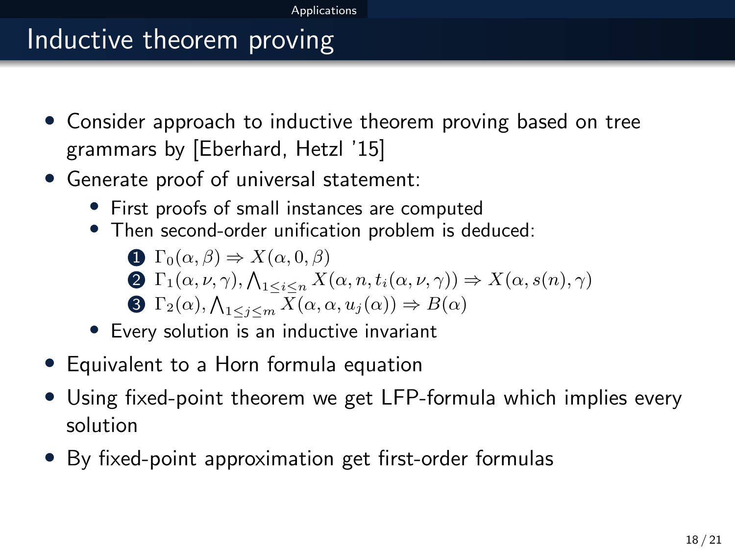# Inductive theorem proving

- Consider approach to inductive theorem proving based on tree grammars by [Eberhard, Hetzl '15]
- Generate proof of universal statement:
  - First proofs of small instances are computed
  - Then second-order unification problem is deduced:
    1. $\Gamma_0(\alpha, \beta) \Rightarrow X(\alpha, 0, \beta)$
    2. $\Gamma_1(\alpha, \nu, \gamma), \bigwedge_{1 \leq i \leq n} X(\alpha, n, t_i(\alpha, \nu, \gamma)) \Rightarrow X(\alpha, s(n), \gamma)$
    3. $\Gamma_2(\alpha), \bigwedge_{1 \leq j \leq m} X(\alpha, \alpha, u_j(\alpha)) \Rightarrow B(\alpha)$
  - Every solution is an inductive invariant
- Equivalent to a Horn formula equation
- Using fixed-point theorem we get LFP-formula which implies every solution
- By fixed-point approximation get first-order formulas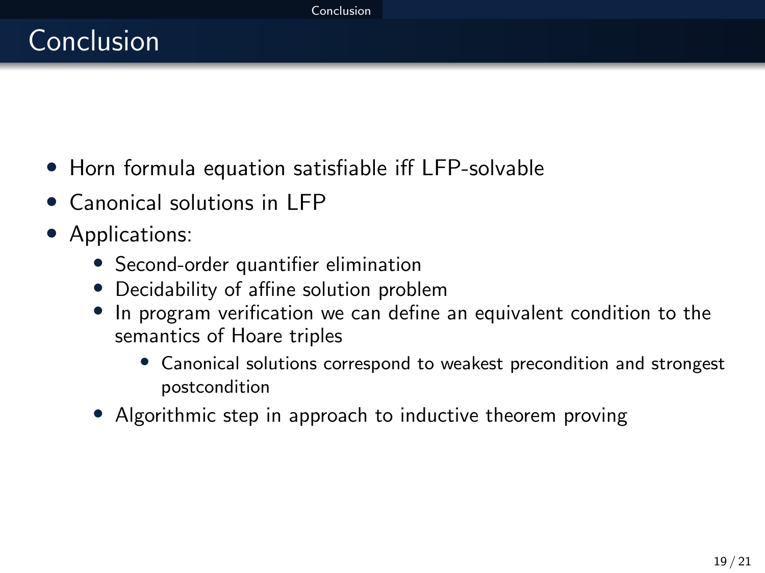# Conclusion

- Horn formula equation satisfiable iff LFP-solvable
- Canonical solutions in LFP
- Applications:
  - Second-order quantifier elimination
  - Decidability of affine solution problem
  - In program verification we can define an equivalent condition to the semantics of Hoare triples
    - Canonical solutions correspond to weakest precondition and strongest postcondition
  - Algorithmic step in approach to inductive theorem proving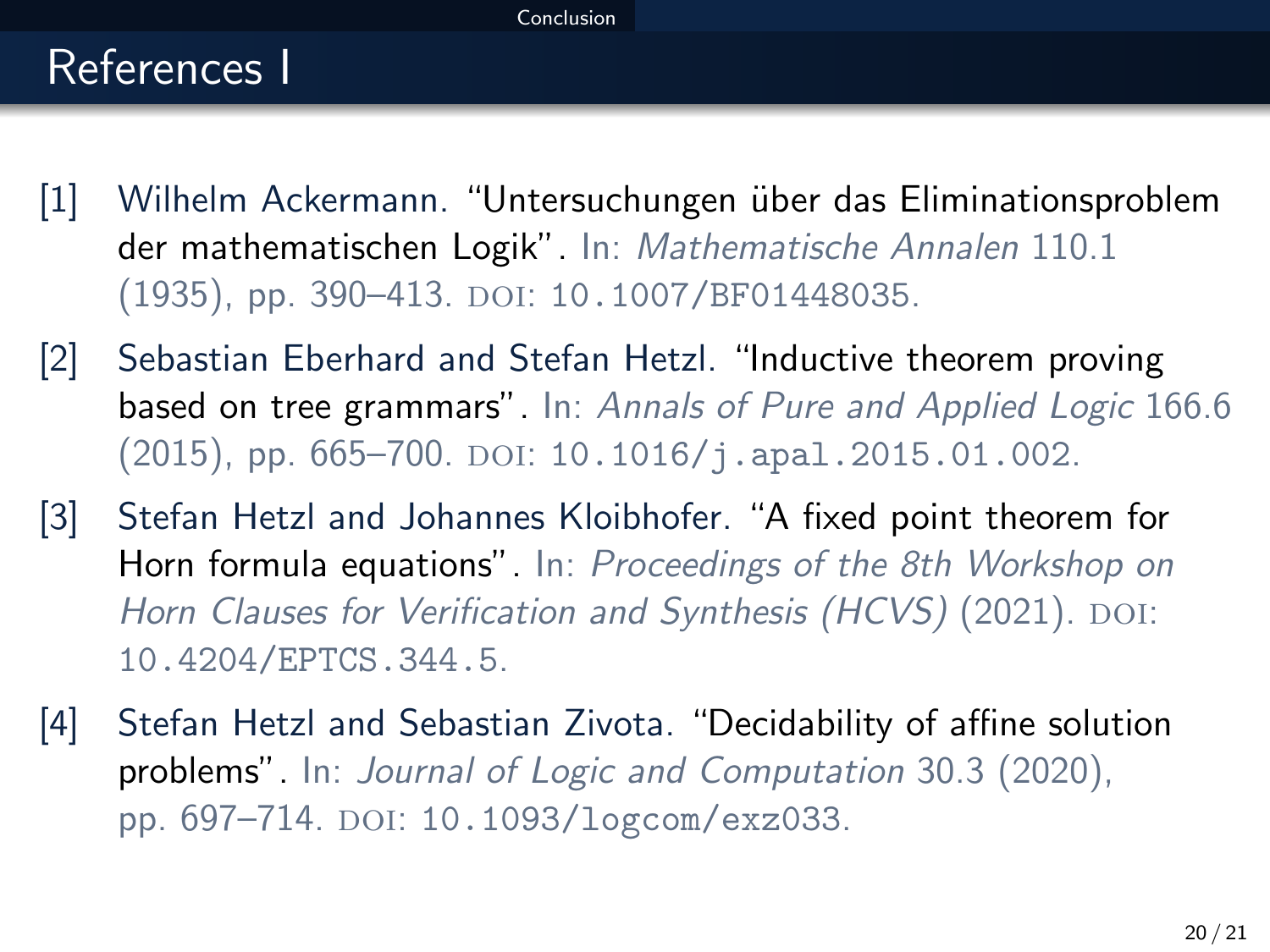# References I

[1] Wilhelm Ackermann. "Untersuchungen über das Eliminationsproblem der mathematischen Logik". In: *Mathematische Annalen* 110.1 (1935), pp. 390–413. DOI: 10.1007/BF01448035.

[2] Sebastian Eberhard and Stefan Hetzl. "Inductive theorem proving based on tree grammars". In: *Annals of Pure and Applied Logic* 166.6 (2015), pp. 665–700. DOI: 10.1016/j.apal.2015.01.002.

[3] Stefan Hetzl and Johannes Kloibhofer. "A fixed point theorem for Horn formula equations". In: *Proceedings of the 8th Workshop on Horn Clauses for Verification and Synthesis (HCVS)* (2021). DOI: 10.4204/EPTCS.344.5.

[4] Stefan Hetzl and Sebastian Zivota. "Decidability of affine solution problems". In: *Journal of Logic and Computation* 30.3 (2020), pp. 697–714. DOI: 10.1093/logcom/exz033.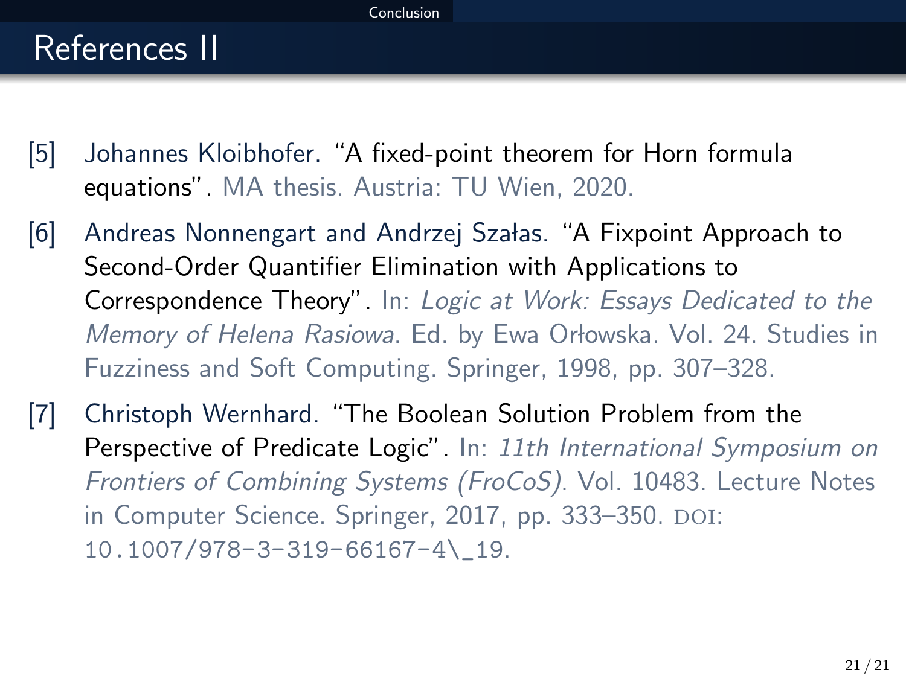# References II

[5] Johannes Kloibhofer. "A fixed-point theorem for Horn formula equations". MA thesis. Austria: TU Wien, 2020.

[6] Andreas Nonnengart and Andrzej Szałas. "A Fixpoint Approach to Second-Order Quantifier Elimination with Applications to Correspondence Theory". In: *Logic at Work: Essays Dedicated to the Memory of Helena Rasiowa*. Ed. by Ewa Orłowska. Vol. 24. Studies in Fuzziness and Soft Computing. Springer, 1998, pp. 307–328.

[7] Christoph Wernhard. "The Boolean Solution Problem from the Perspective of Predicate Logic". In: *11th International Symposium on Frontiers of Combining Systems (FroCoS)*. Vol. 10483. Lecture Notes in Computer Science. Springer, 2017, pp. 333–350. DOI: 10.1007/978-3-319-66167-4\_19.